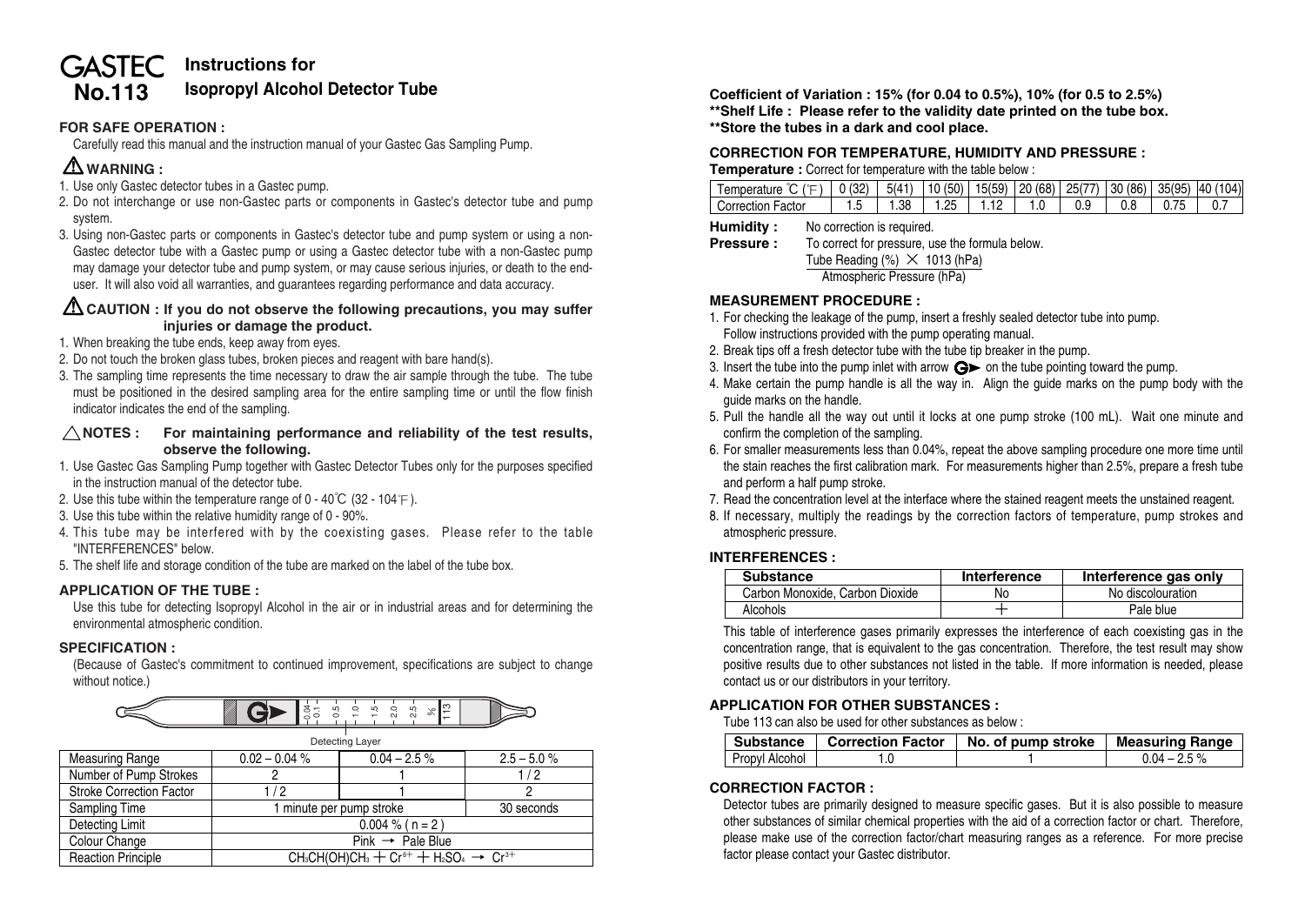# GASTEC No.113

## Instructions for Isopropyl Alcohol Detector Tube

### FOR SAFE OPERATION :

Carefully read this manual and the instruction manual of your Gastec Gas Sampling Pump.

### ⚠ WARNING :

1. Use only Gastec detector tubes in a Gastec pump.
2. Do not interchange or use non-Gastec parts or components in Gastec's detector tube and pump system.
3. Using non-Gastec parts or components in Gastec's detector tube and pump system or using a non-Gastec detector tube with a Gastec pump or using a Gastec detector tube with a non-Gastec pump may damage your detector tube and pump system, or may cause serious injuries, or death to the end-user. It will also void all warranties, and guarantees regarding performance and data accuracy.

### ⚠ CAUTION : If you do not observe the following precautions, you may suffer injuries or damage the product.

1. When breaking the tube ends, keep away from eyes.
2. Do not touch the broken glass tubes, broken pieces and reagent with bare hand(s).
3. The sampling time represents the time necessary to draw the air sample through the tube. The tube must be positioned in the desired sampling area for the entire sampling time or until the flow finish indicator indicates the end of the sampling.

### △ NOTES : For maintaining performance and reliability of the test results, observe the following.

1. Use Gastec Gas Sampling Pump together with Gastec Detector Tubes only for the purposes specified in the instruction manual of the detector tube.
2. Use this tube within the temperature range of 0 - 40℃ (32 - 104℉).
3. Use this tube within the relative humidity range of 0 - 90%.
4. This tube may be interfered with by the coexisting gases. Please refer to the table "INTERFERENCES" below.
5. The shelf life and storage condition of the tube are marked on the label of the tube box.

### APPLICATION OF THE TUBE :

Use this tube for detecting Isopropyl Alcohol in the air or in industrial areas and for determining the environmental atmospheric condition.

### SPECIFICATION :

(Because of Gastec's commitment to continued improvement, specifications are subject to change without notice.)

Detecting Layer

| Measuring Range | 0.02 – 0.04 % | 0.04 – 2.5 % | 2.5 – 5.0 % |
|---|---|---|---|
| Number of Pump Strokes | 2 | 1 | 1 / 2 |
| Stroke Correction Factor | 1 / 2 | 1 | 2 |
| Sampling Time | 1 minute per pump stroke | | 30 seconds |
| Detecting Limit | 0.004 % ( n = 2 ) | | |
| Colour Change | Pink → Pale Blue | | |
| Reaction Principle | $CH_3CH(OH)CH_3 + Cr^{6+} + H_2SO_4 \rightarrow Cr^{3+}$ | | |

**Coefficient of Variation : 15% (for 0.04 to 0.5%), 10% (for 0.5 to 2.5%)**
**\*\*Shelf Life : Please refer to the validity date printed on the tube box.**
**\*\*Store the tubes in a dark and cool place.**

### CORRECTION FOR TEMPERATURE, HUMIDITY AND PRESSURE :

**Temperature :** Correct for temperature with the table below :

| Temperature ℃ (℉) | 0 (32) | 5(41) | 10 (50) | 15(59) | 20 (68) | 25(77) | 30 (86) | 35(95) | 40 (104) |
|---|---|---|---|---|---|---|---|---|---|
| Correction Factor | 1.5 | 1.38 | 1.25 | 1.12 | 1.0 | 0.9 | 0.8 | 0.75 | 0.7 |

**Humidity :** No correction is required.

**Pressure :** To correct for pressure, use the formula below.

$$\frac{\text{Tube Reading (\%)} \times 1013 \text{ (hPa)}}{\text{Atmospheric Pressure (hPa)}}$$

### MEASUREMENT PROCEDURE :

1. For checking the leakage of the pump, insert a freshly sealed detector tube into pump. Follow instructions provided with the pump operating manual.
2. Break tips off a fresh detector tube with the tube tip breaker in the pump.
3. Insert the tube into the pump inlet with arrow G► on the tube pointing toward the pump.
4. Make certain the pump handle is all the way in. Align the guide marks on the pump body with the guide marks on the handle.
5. Pull the handle all the way out until it locks at one pump stroke (100 mL). Wait one minute and confirm the completion of the sampling.
6. For smaller measurements less than 0.04%, repeat the above sampling procedure one more time until the stain reaches the first calibration mark. For measurements higher than 2.5%, prepare a fresh tube and perform a half pump stroke.
7. Read the concentration level at the interface where the stained reagent meets the unstained reagent.
8. If necessary, multiply the readings by the correction factors of temperature, pump strokes and atmospheric pressure.

### INTERFERENCES :

| Substance | Interference | Interference gas only |
|---|---|---|
| Carbon Monoxide, Carbon Dioxide | No | No discolouration |
| Alcohols | + | Pale blue |

This table of interference gases primarily expresses the interference of each coexisting gas in the concentration range, that is equivalent to the gas concentration. Therefore, the test result may show positive results due to other substances not listed in the table. If more information is needed, please contact us or our distributors in your territory.

### APPLICATION FOR OTHER SUBSTANCES :

Tube 113 can also be used for other substances as below :

| Substance | Correction Factor | No. of pump stroke | Measuring Range |
|---|---|---|---|
| Propyl Alcohol | 1.0 | 1 | 0.04 – 2.5 % |

### CORRECTION FACTOR :

Detector tubes are primarily designed to measure specific gases. But it is also possible to measure other substances of similar chemical properties with the aid of a correction factor or chart. Therefore, please make use of the correction factor/chart measuring ranges as a reference. For more precise factor please contact your Gastec distributor.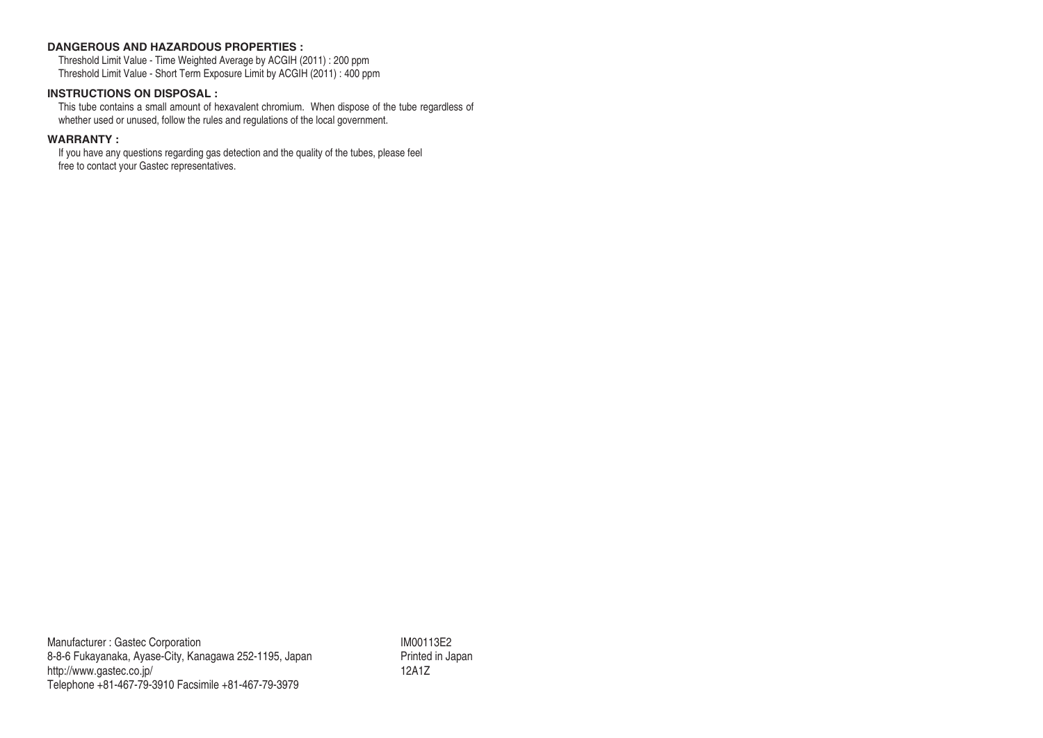**DANGEROUS AND HAZARDOUS PROPERTIES :**

Threshold Limit Value - Time Weighted Average by ACGIH (2011) : 200 ppm
Threshold Limit Value - Short Term Exposure Limit by ACGIH (2011) : 400 ppm

**INSTRUCTIONS ON DISPOSAL :**

This tube contains a small amount of hexavalent chromium. When dispose of the tube regardless of whether used or unused, follow the rules and regulations of the local government.

**WARRANTY :**

If you have any questions regarding gas detection and the quality of the tubes, please feel free to contact your Gastec representatives.

Manufacturer : Gastec Corporation
8-8-6 Fukayanaka, Ayase-City, Kanagawa 252-1195, Japan
http://www.gastec.co.jp/
Telephone +81-467-79-3910 Facsimile +81-467-79-3979

IM00113E2
Printed in Japan
12A1Z